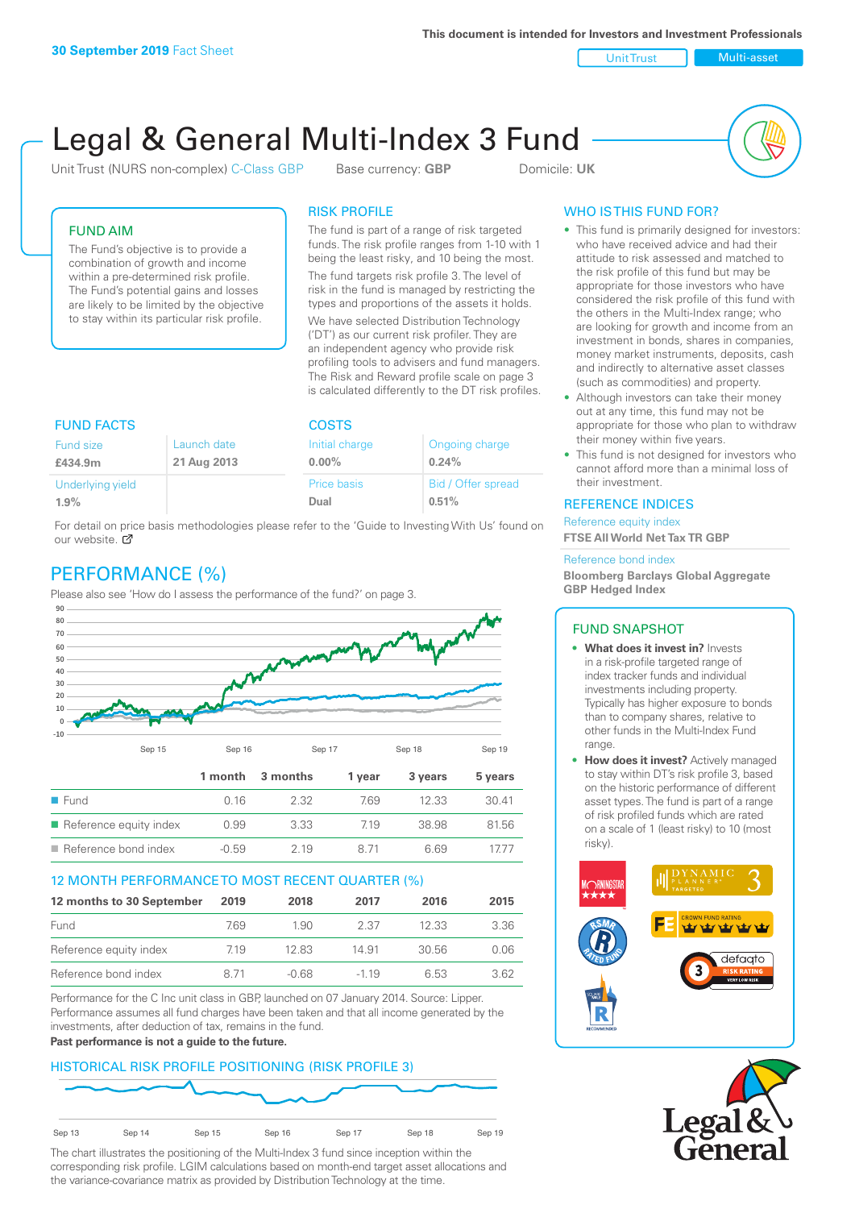This document is intended for Investors and Investment Professionals

**30 September 2019** Fact Sheet

Unit Trust | Multi-asset

# Legal & General Multi-Index 3 Fund

Unit Trust (NURS non-complex) C-Class GBP | Base currency: **GBP** | Domicile: **UK**

## FUND AIM

The Fund's objective is to provide a combination of growth and income within a pre-determined risk profile. The Fund's potential gains and losses are likely to be limited by the objective to stay within its particular risk profile.

## RISK PROFILE

The fund is part of a range of risk targeted funds. The risk profile ranges from 1-10 with 1 being the least risky, and 10 being the most.

The fund targets risk profile 3. The level of risk in the fund is managed by restricting the types and proportions of the assets it holds.

We have selected Distribution Technology ('DT') as our current risk profiler. They are an independent agency who provide risk profiling tools to advisers and fund managers. The Risk and Reward profile scale on page 3 is calculated differently to the DT risk profiles.

## FUND FACTS

| Fund size | Launch date |
|---|---|
| **£434.9m** | **21 Aug 2013** |
| Underlying yield | |
| **1.9%** | |

## COSTS

| Initial charge | Ongoing charge |
|---|---|
| **0.00%** | **0.24%** |
| Price basis | Bid / Offer spread |
| **Dual** | **0.51%** |

For detail on price basis methodologies please refer to the 'Guide to Investing With Us' found on our website.

## WHO IS THIS FUND FOR?

- This fund is primarily designed for investors: who have received advice and had their attitude to risk assessed and matched to the risk profile of this fund but may be appropriate for those investors who have considered the risk profile of this fund with the others in the Multi-Index range; who are looking for growth and income from an investment in bonds, shares in companies, money market instruments, deposits, cash and indirectly to alternative asset classes (such as commodities) and property.
- Although investors can take their money out at any time, this fund may not be appropriate for those who plan to withdraw their money within five years.
- This fund is not designed for investors who cannot afford more than a minimal loss of their investment.

## REFERENCE INDICES

Reference equity index
**FTSE All World Net Tax TR GBP**

Reference bond index
**Bloomberg Barclays Global Aggregate GBP Hedged Index**

## PERFORMANCE (%)

Please also see 'How do I assess the performance of the fund?' on page 3.

| | 1 month | 3 months | 1 year | 3 years | 5 years |
|---|---|---|---|---|---|
| Fund | 0.16 | 2.32 | 7.69 | 12.33 | 30.41 |
| Reference equity index | 0.99 | 3.33 | 7.19 | 38.98 | 81.56 |
| Reference bond index | -0.59 | 2.19 | 8.71 | 6.69 | 17.77 |

## 12 MONTH PERFORMANCE TO MOST RECENT QUARTER (%)

| 12 months to 30 September | 2019 | 2018 | 2017 | 2016 | 2015 |
|---|---|---|---|---|---|
| Fund | 7.69 | 1.90 | 2.37 | 12.33 | 3.36 |
| Reference equity index | 7.19 | 12.83 | 14.91 | 30.56 | 0.06 |
| Reference bond index | 8.71 | -0.68 | -1.19 | 6.53 | 3.62 |

Performance for the C Inc unit class in GBP, launched on 07 January 2014. Source: Lipper. Performance assumes all fund charges have been taken and that all income generated by the investments, after deduction of tax, remains in the fund.

**Past performance is not a guide to the future.**

## FUND SNAPSHOT

- **What does it invest in?** Invests in a risk-profile targeted range of index tracker funds and individual investments including property. Typically has higher exposure to bonds than to company shares, relative to other funds in the Multi-Index Fund range.
- **How does it invest?** Actively managed to stay within DT's risk profile 3, based on the historic performance of different asset types. The fund is part of a range of risk profiled funds which are rated on a scale of 1 (least risky) to 10 (most risky).

## HISTORICAL RISK PROFILE POSITIONING (RISK PROFILE 3)

The chart illustrates the positioning of the Multi-Index 3 fund since inception within the corresponding risk profile. LGIM calculations based on month-end target asset allocations and the variance-covariance matrix as provided by Distribution Technology at the time.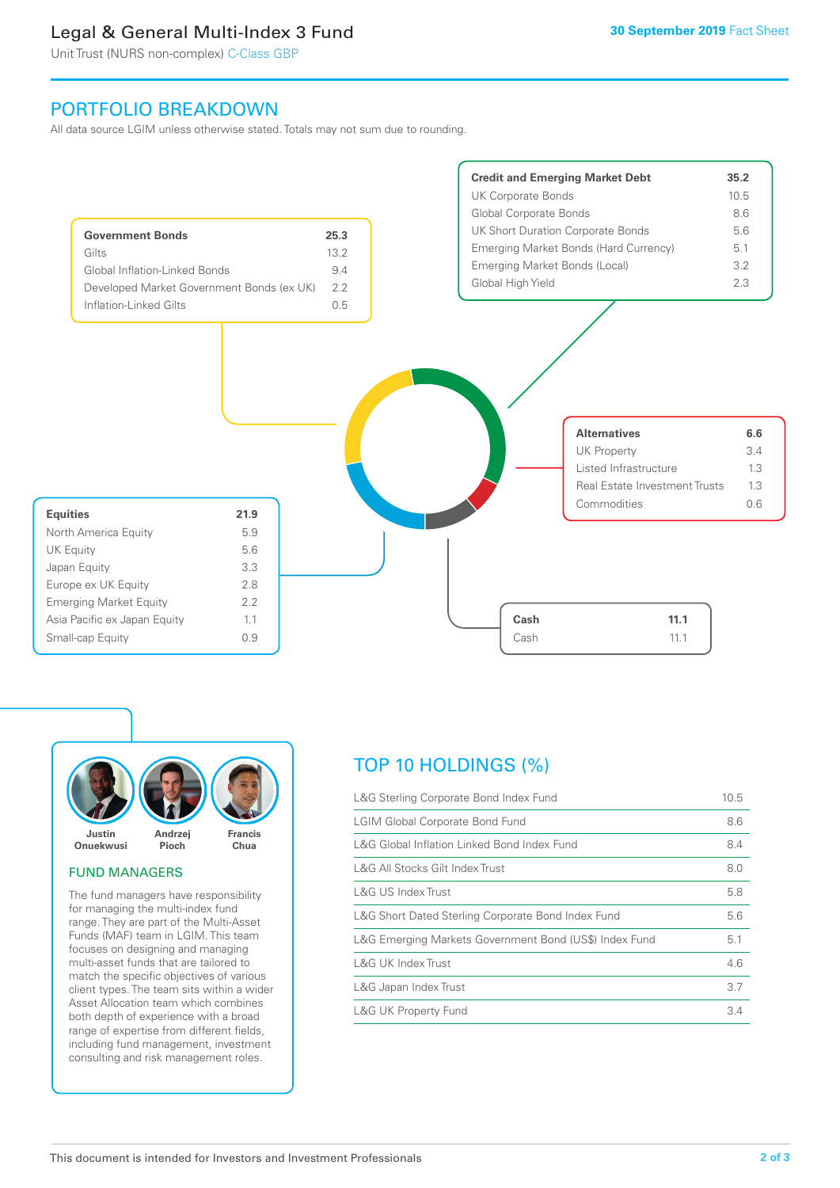# Legal & General Multi-Index 3 Fund

Unit Trust (NURS non-complex) C-Class GBP

30 September 2019 Fact Sheet

## PORTFOLIO BREAKDOWN

All data source LGIM unless otherwise stated. Totals may not sum due to rounding.

| Government Bonds | 25.3 |
|---|---|
| Gilts | 13.2 |
| Global Inflation-Linked Bonds | 9.4 |
| Developed Market Government Bonds (ex UK) | 2.2 |
| Inflation-Linked Gilts | 0.5 |

| Credit and Emerging Market Debt | 35.2 |
|---|---|
| UK Corporate Bonds | 10.5 |
| Global Corporate Bonds | 8.6 |
| UK Short Duration Corporate Bonds | 5.6 |
| Emerging Market Bonds (Hard Currency) | 5.1 |
| Emerging Market Bonds (Local) | 3.2 |
| Global High Yield | 2.3 |

| Alternatives | 6.6 |
|---|---|
| UK Property | 3.4 |
| Listed Infrastructure | 1.3 |
| Real Estate Investment Trusts | 1.3 |
| Commodities | 0.6 |

| Equities | 21.9 |
|---|---|
| North America Equity | 5.9 |
| UK Equity | 5.6 |
| Japan Equity | 3.3 |
| Europe ex UK Equity | 2.8 |
| Emerging Market Equity | 2.2 |
| Asia Pacific ex Japan Equity | 1.1 |
| Small-cap Equity | 0.9 |

| Cash | 11.1 |
|---|---|
| Cash | 11.1 |

Justin Onuekwusi, Andrzej Pioch, Francis Chua

### FUND MANAGERS

The fund managers have responsibility for managing the multi-index fund range. They are part of the Multi-Asset Funds (MAF) team in LGIM. This team focuses on designing and managing multi-asset funds that are tailored to match the specific objectives of various client types. The team sits within a wider Asset Allocation team which combines both depth of experience with a broad range of expertise from different fields, including fund management, investment consulting and risk management roles.

## TOP 10 HOLDINGS (%)

| Holding | % |
|---|---|
| L&G Sterling Corporate Bond Index Fund | 10.5 |
| LGIM Global Corporate Bond Fund | 8.6 |
| L&G Global Inflation Linked Bond Index Fund | 8.4 |
| L&G All Stocks Gilt Index Trust | 8.0 |
| L&G US Index Trust | 5.8 |
| L&G Short Dated Sterling Corporate Bond Index Fund | 5.6 |
| L&G Emerging Markets Government Bond (US$) Index Fund | 5.1 |
| L&G UK Index Trust | 4.6 |
| L&G Japan Index Trust | 3.7 |
| L&G UK Property Fund | 3.4 |

This document is intended for Investors and Investment Professionals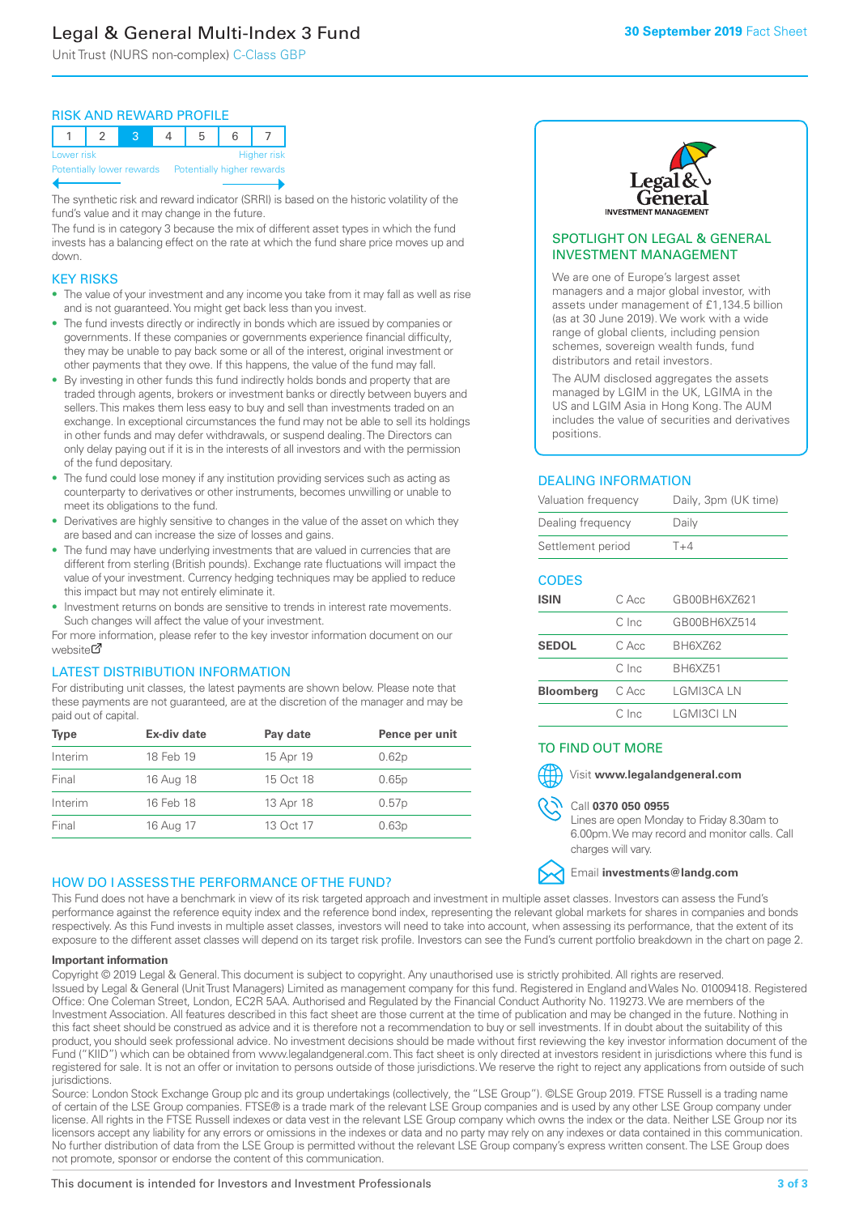# Legal & General Multi-Index 3 Fund

Unit Trust (NURS non-complex) C-Class GBP

**30 September 2019** Fact Sheet

## RISK AND REWARD PROFILE

| 1 | 2 | 3 | 4 | 5 | 6 | 7 |
|---|---|---|---|---|---|---|

Lower risk — Higher risk

Potentially lower rewards — Potentially higher rewards

The synthetic risk and reward indicator (SRRI) is based on the historic volatility of the fund's value and it may change in the future.

The fund is in category 3 because the mix of different asset types in which the fund invests has a balancing effect on the rate at which the fund share price moves up and down.

## KEY RISKS

- The value of your investment and any income you take from it may fall as well as rise and is not guaranteed. You might get back less than you invest.
- The fund invests directly or indirectly in bonds which are issued by companies or governments. If these companies or governments experience financial difficulty, they may be unable to pay back some or all of the interest, original investment or other payments that they owe. If this happens, the value of the fund may fall.
- By investing in other funds this fund indirectly holds bonds and property that are traded through agents, brokers or investment banks or directly between buyers and sellers. This makes them less easy to buy and sell than investments traded on an exchange. In exceptional circumstances the fund may not be able to sell its holdings in other funds and may defer withdrawals, or suspend dealing. The Directors can only delay paying out if it is in the interests of all investors and with the permission of the fund depositary.
- The fund could lose money if any institution providing services such as acting as counterparty to derivatives or other instruments, becomes unwilling or unable to meet its obligations to the fund.
- Derivatives are highly sensitive to changes in the value of the asset on which they are based and can increase the size of losses and gains.
- The fund may have underlying investments that are valued in currencies that are different from sterling (British pounds). Exchange rate fluctuations will impact the value of your investment. Currency hedging techniques may be applied to reduce this impact but may not entirely eliminate it.
- Investment returns on bonds are sensitive to trends in interest rate movements. Such changes will affect the value of your investment.

For more information, please refer to the key investor information document on our website

## LATEST DISTRIBUTION INFORMATION

For distributing unit classes, the latest payments are shown below. Please note that these payments are not guaranteed, are at the discretion of the manager and may be paid out of capital.

| Type | Ex-div date | Pay date | Pence per unit |
|---|---|---|---|
| Interim | 18 Feb 19 | 15 Apr 19 | 0.62p |
| Final | 16 Aug 18 | 15 Oct 18 | 0.65p |
| Interim | 16 Feb 18 | 13 Apr 18 | 0.57p |
| Final | 16 Aug 17 | 13 Oct 17 | 0.63p |

## SPOTLIGHT ON LEGAL & GENERAL INVESTMENT MANAGEMENT

We are one of Europe's largest asset managers and a major global investor, with assets under management of £1,134.5 billion (as at 30 June 2019). We work with a wide range of global clients, including pension schemes, sovereign wealth funds, fund distributors and retail investors.

The AUM disclosed aggregates the assets managed by LGIM in the UK, LGIMA in the US and LGIM Asia in Hong Kong. The AUM includes the value of securities and derivatives positions.

## DEALING INFORMATION

| | |
|---|---|
| Valuation frequency | Daily, 3pm (UK time) |
| Dealing frequency | Daily |
| Settlement period | T+4 |

## CODES

| | | |
|---|---|---|
| **ISIN** | C Acc | GB00BH6XZ621 |
| | C Inc | GB00BH6XZ514 |
| **SEDOL** | C Acc | BH6XZ62 |
| | C Inc | BH6XZ51 |
| **Bloomberg** | C Acc | LGMI3CA LN |
| | C Inc | LGMI3CI LN |

## TO FIND OUT MORE

Visit **www.legalandgeneral.com**

Call **0370 050 0955**
Lines are open Monday to Friday 8.30am to 6.00pm. We may record and monitor calls. Call charges will vary.

Email **investments@landg.com**

## HOW DO I ASSESS THE PERFORMANCE OF THE FUND?

This Fund does not have a benchmark in view of its risk targeted approach and investment in multiple asset classes. Investors can assess the Fund's performance against the reference equity index and the reference bond index, representing the relevant global markets for shares in companies and bonds respectively. As this Fund invests in multiple asset classes, investors will need to take into account, when assessing its performance, that the extent of its exposure to the different asset classes will depend on its target risk profile. Investors can see the Fund's current portfolio breakdown in the chart on page 2.

#### Important information

Copyright © 2019 Legal & General. This document is subject to copyright. Any unauthorised use is strictly prohibited. All rights are reserved.

Issued by Legal & General (Unit Trust Managers) Limited as management company for this fund. Registered in England and Wales No. 01009418. Registered Office: One Coleman Street, London, EC2R 5AA. Authorised and Regulated by the Financial Conduct Authority No. 119273. We are members of the Investment Association. All features described in this fact sheet are those current at the time of publication and may be changed in the future. Nothing in this fact sheet should be construed as advice and it is therefore not a recommendation to buy or sell investments. If in doubt about the suitability of this product, you should seek professional advice. No investment decisions should be made without first reviewing the key investor information document of the Fund ("KIID") which can be obtained from www.legalandgeneral.com. This fact sheet is only directed at investors resident in jurisdictions where this fund is registered for sale. It is not an offer or invitation to persons outside of those jurisdictions. We reserve the right to reject any applications from outside of such jurisdictions.

Source: London Stock Exchange Group plc and its group undertakings (collectively, the "LSE Group"). ©LSE Group 2019. FTSE Russell is a trading name of certain of the LSE Group companies. FTSE® is a trade mark of the relevant LSE Group companies and is used by any other LSE Group company under license. All rights in the FTSE Russell indexes or data vest in the relevant LSE Group company which owns the index or the data. Neither LSE Group nor its licensors accept any liability for any errors or omissions in the indexes or data and no party may rely on any indexes or data contained in this communication. No further distribution of data from the LSE Group is permitted without the relevant LSE Group company's express written consent. The LSE Group does not promote, sponsor or endorse the content of this communication.

This document is intended for Investors and Investment Professionals